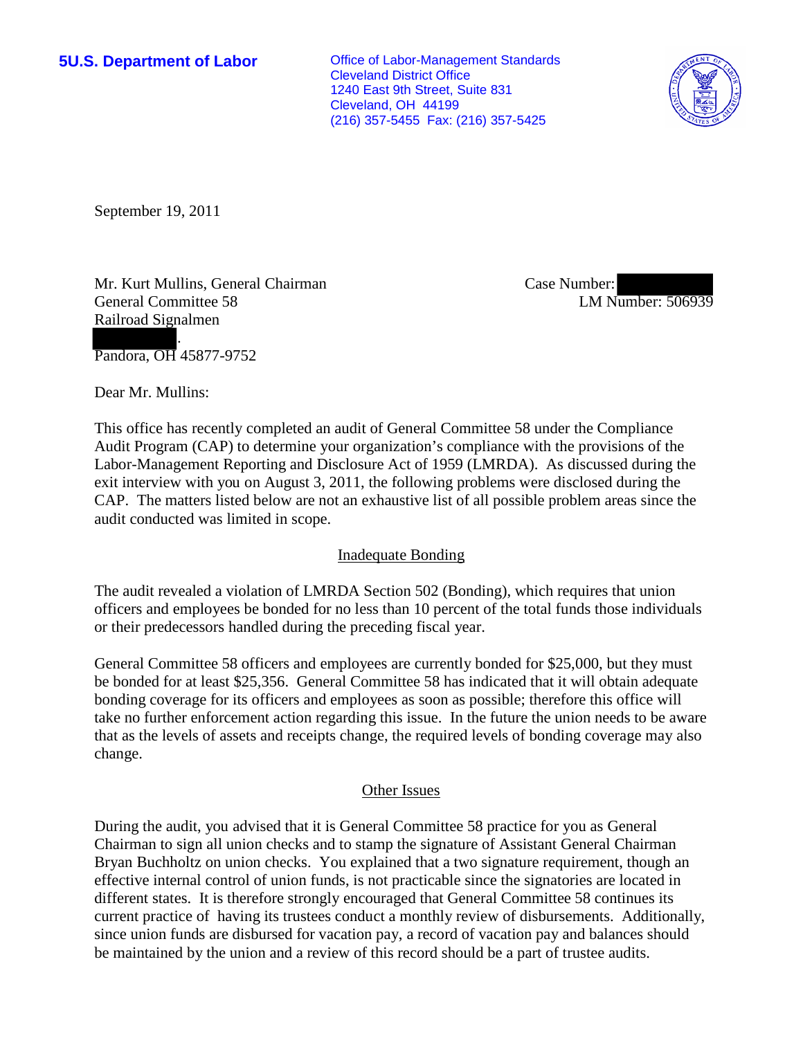**5U.S. Department of Labor**

Office of Labor-Management Standards
Cleveland District Office
1240 East 9th Street, Suite 831
Cleveland, OH 44199
(216) 357-5455 Fax: (216) 357-5425

September 19, 2011

Mr. Kurt Mullins, General Chairman
General Committee 58
Railroad Signalmen
.
Pandora, OH 45877-9752

Case Number:
LM Number: 506939

Dear Mr. Mullins:

This office has recently completed an audit of General Committee 58 under the Compliance Audit Program (CAP) to determine your organization's compliance with the provisions of the Labor-Management Reporting and Disclosure Act of 1959 (LMRDA). As discussed during the exit interview with you on August 3, 2011, the following problems were disclosed during the CAP. The matters listed below are not an exhaustive list of all possible problem areas since the audit conducted was limited in scope.

## Inadequate Bonding

The audit revealed a violation of LMRDA Section 502 (Bonding), which requires that union officers and employees be bonded for no less than 10 percent of the total funds those individuals or their predecessors handled during the preceding fiscal year.

General Committee 58 officers and employees are currently bonded for $25,000, but they must be bonded for at least $25,356. General Committee 58 has indicated that it will obtain adequate bonding coverage for its officers and employees as soon as possible; therefore this office will take no further enforcement action regarding this issue. In the future the union needs to be aware that as the levels of assets and receipts change, the required levels of bonding coverage may also change.

## Other Issues

During the audit, you advised that it is General Committee 58 practice for you as General Chairman to sign all union checks and to stamp the signature of Assistant General Chairman Bryan Buchholtz on union checks. You explained that a two signature requirement, though an effective internal control of union funds, is not practicable since the signatories are located in different states. It is therefore strongly encouraged that General Committee 58 continues its current practice of having its trustees conduct a monthly review of disbursements. Additionally, since union funds are disbursed for vacation pay, a record of vacation pay and balances should be maintained by the union and a review of this record should be a part of trustee audits.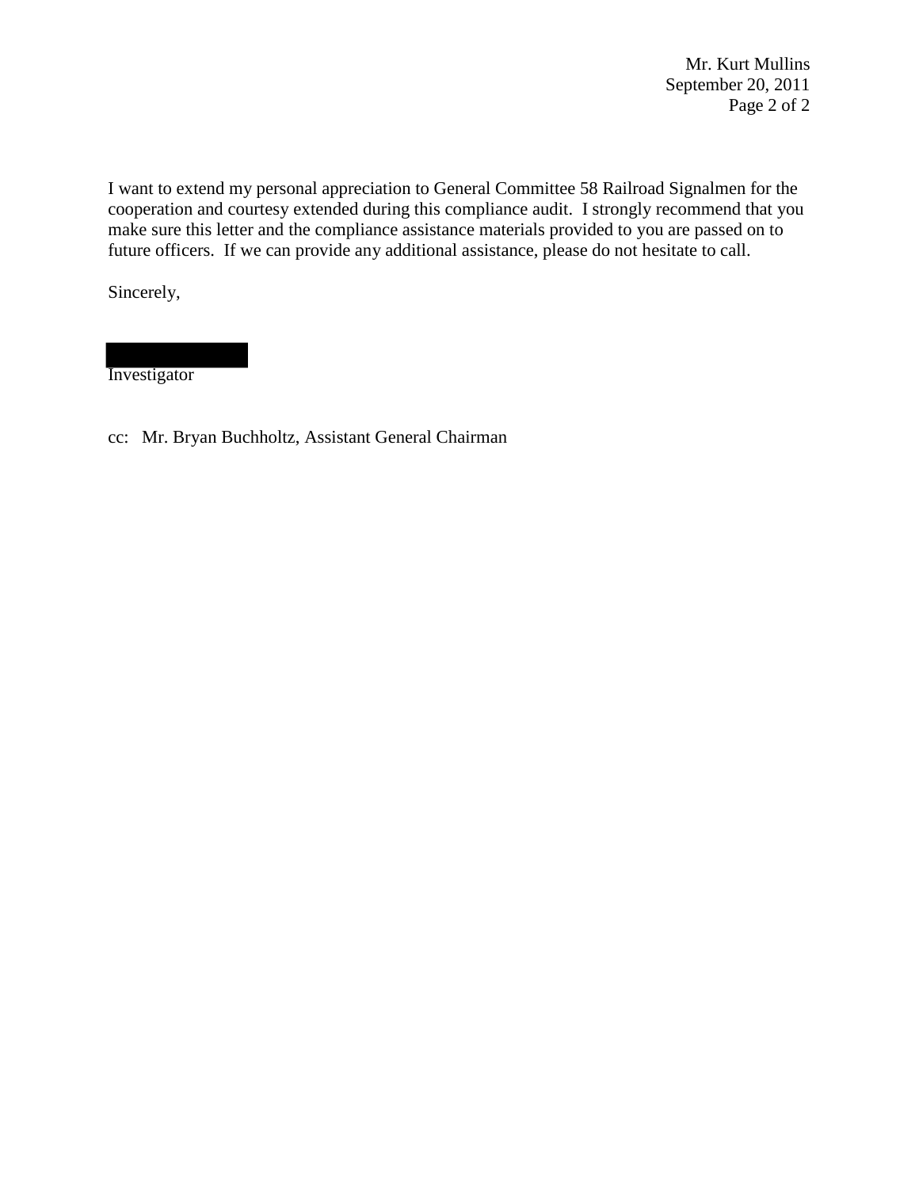I want to extend my personal appreciation to General Committee 58 Railroad Signalmen for the cooperation and courtesy extended during this compliance audit. I strongly recommend that you make sure this letter and the compliance assistance materials provided to you are passed on to future officers. If we can provide any additional assistance, please do not hesitate to call.

Sincerely,

Investigator

cc: Mr. Bryan Buchholtz, Assistant General Chairman